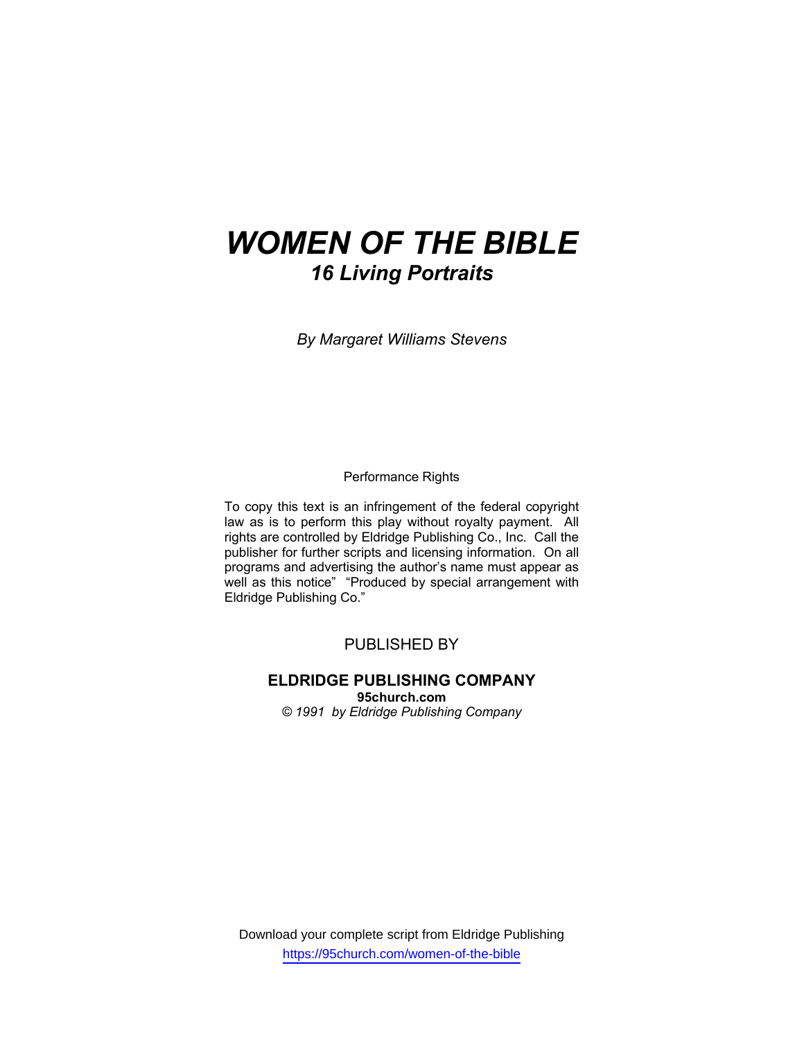# *WOMEN OF THE BIBLE*

## *16 Living Portraits*

*By Margaret Williams Stevens*

Performance Rights

To copy this text is an infringement of the federal copyright law as is to perform this play without royalty payment. All rights are controlled by Eldridge Publishing Co., Inc. Call the publisher for further scripts and licensing information. On all programs and advertising the author's name must appear as well as this notice" "Produced by special arrangement with Eldridge Publishing Co."

PUBLISHED BY

**ELDRIDGE PUBLISHING COMPANY**
**95church.com**
*© 1991 by Eldridge Publishing Company*

Download your complete script from Eldridge Publishing
https://95church.com/women-of-the-bible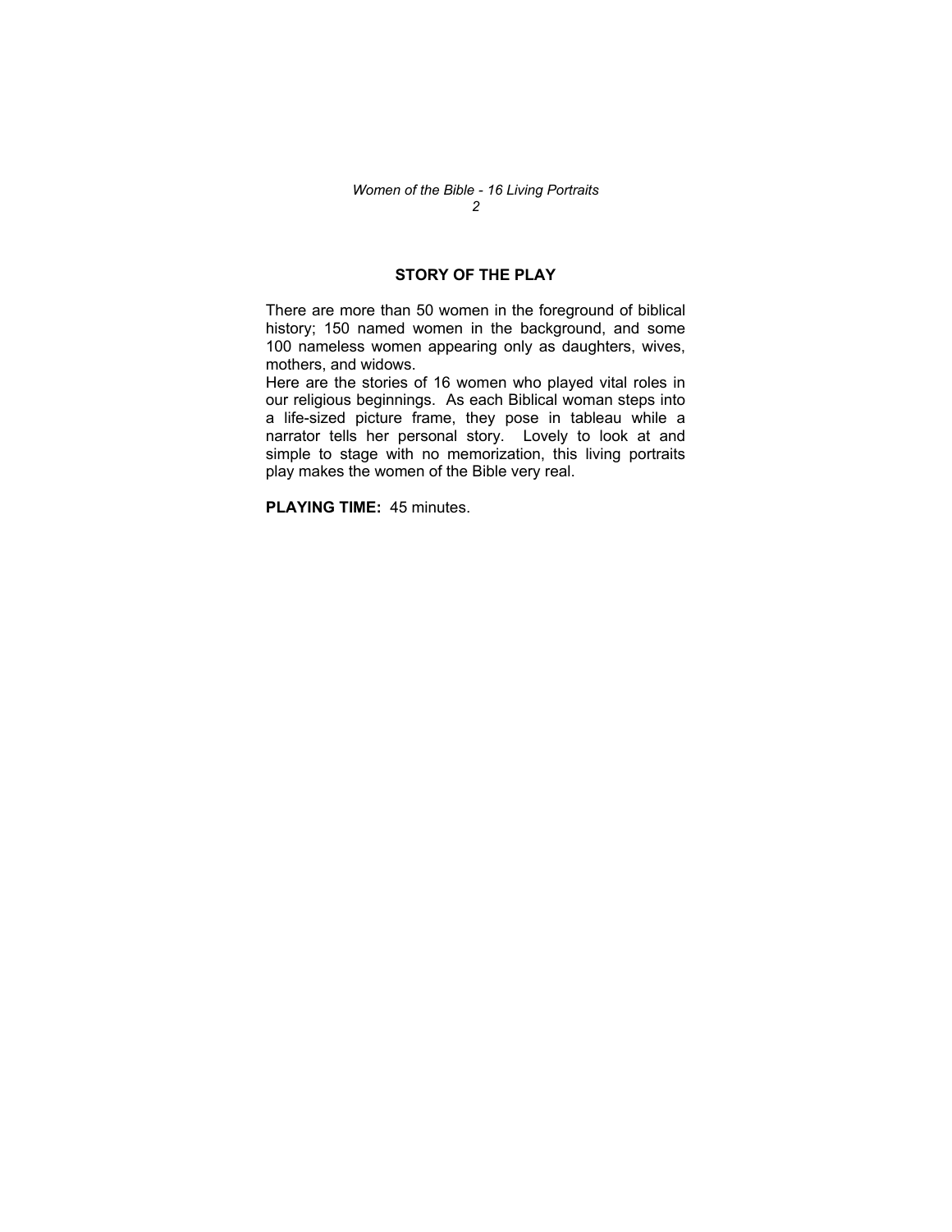## STORY OF THE PLAY

There are more than 50 women in the foreground of biblical history; 150 named women in the background, and some 100 nameless women appearing only as daughters, wives, mothers, and widows.

Here are the stories of 16 women who played vital roles in our religious beginnings. As each Biblical woman steps into a life-sized picture frame, they pose in tableau while a narrator tells her personal story. Lovely to look at and simple to stage with no memorization, this living portraits play makes the women of the Bible very real.

**PLAYING TIME:** 45 minutes.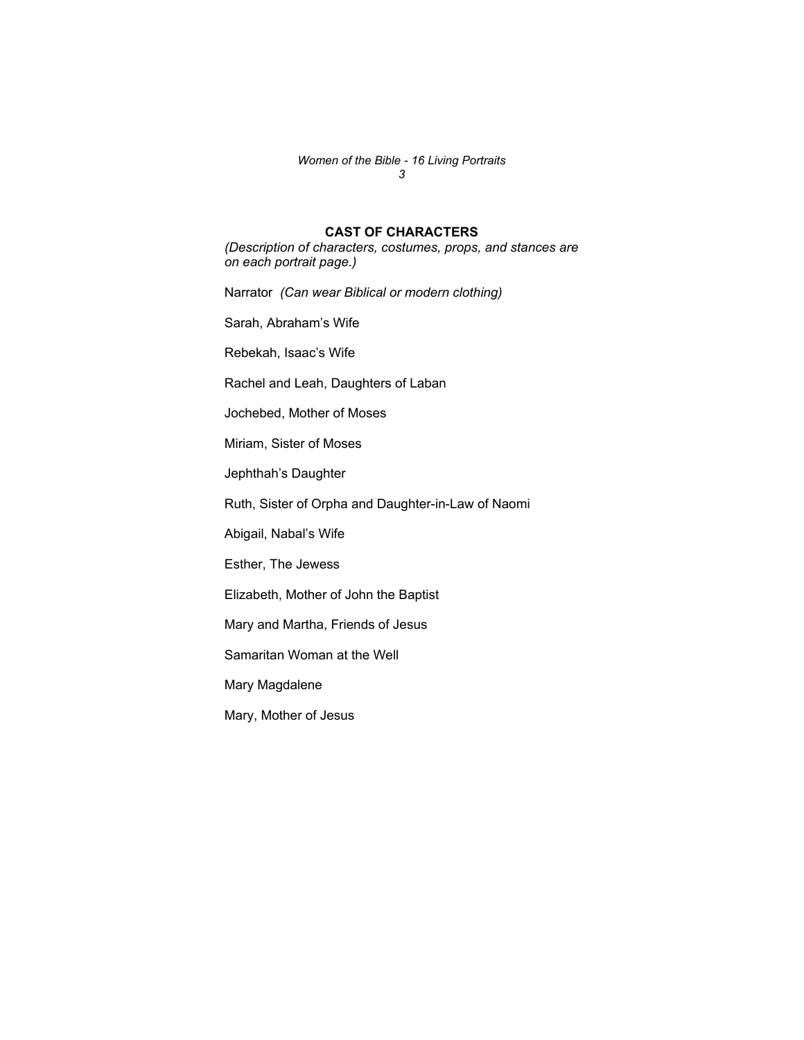## CAST OF CHARACTERS

*(Description of characters, costumes, props, and stances are on each portrait page.)*

Narrator *(Can wear Biblical or modern clothing)*

Sarah, Abraham's Wife

Rebekah, Isaac's Wife

Rachel and Leah, Daughters of Laban

Jochebed, Mother of Moses

Miriam, Sister of Moses

Jephthah's Daughter

Ruth, Sister of Orpha and Daughter-in-Law of Naomi

Abigail, Nabal's Wife

Esther, The Jewess

Elizabeth, Mother of John the Baptist

Mary and Martha, Friends of Jesus

Samaritan Woman at the Well

Mary Magdalene

Mary, Mother of Jesus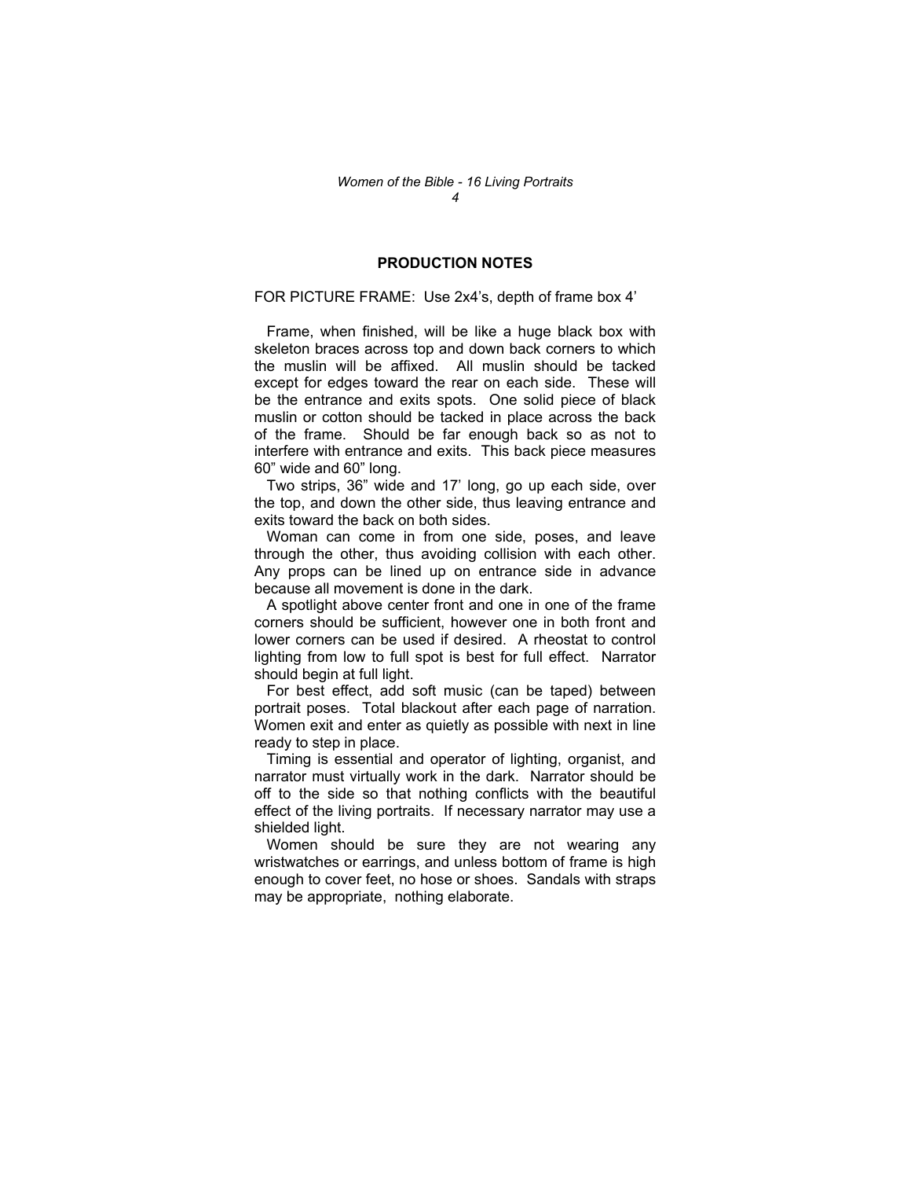## PRODUCTION NOTES

FOR PICTURE FRAME: Use 2x4's, depth of frame box 4'

Frame, when finished, will be like a huge black box with skeleton braces across top and down back corners to which the muslin will be affixed. All muslin should be tacked except for edges toward the rear on each side. These will be the entrance and exits spots. One solid piece of black muslin or cotton should be tacked in place across the back of the frame. Should be far enough back so as not to interfere with entrance and exits. This back piece measures 60" wide and 60" long.

Two strips, 36" wide and 17' long, go up each side, over the top, and down the other side, thus leaving entrance and exits toward the back on both sides.

Woman can come in from one side, poses, and leave through the other, thus avoiding collision with each other. Any props can be lined up on entrance side in advance because all movement is done in the dark.

A spotlight above center front and one in one of the frame corners should be sufficient, however one in both front and lower corners can be used if desired. A rheostat to control lighting from low to full spot is best for full effect. Narrator should begin at full light.

For best effect, add soft music (can be taped) between portrait poses. Total blackout after each page of narration. Women exit and enter as quietly as possible with next in line ready to step in place.

Timing is essential and operator of lighting, organist, and narrator must virtually work in the dark. Narrator should be off to the side so that nothing conflicts with the beautiful effect of the living portraits. If necessary narrator may use a shielded light.

Women should be sure they are not wearing any wristwatches or earrings, and unless bottom of frame is high enough to cover feet, no hose or shoes. Sandals with straps may be appropriate, nothing elaborate.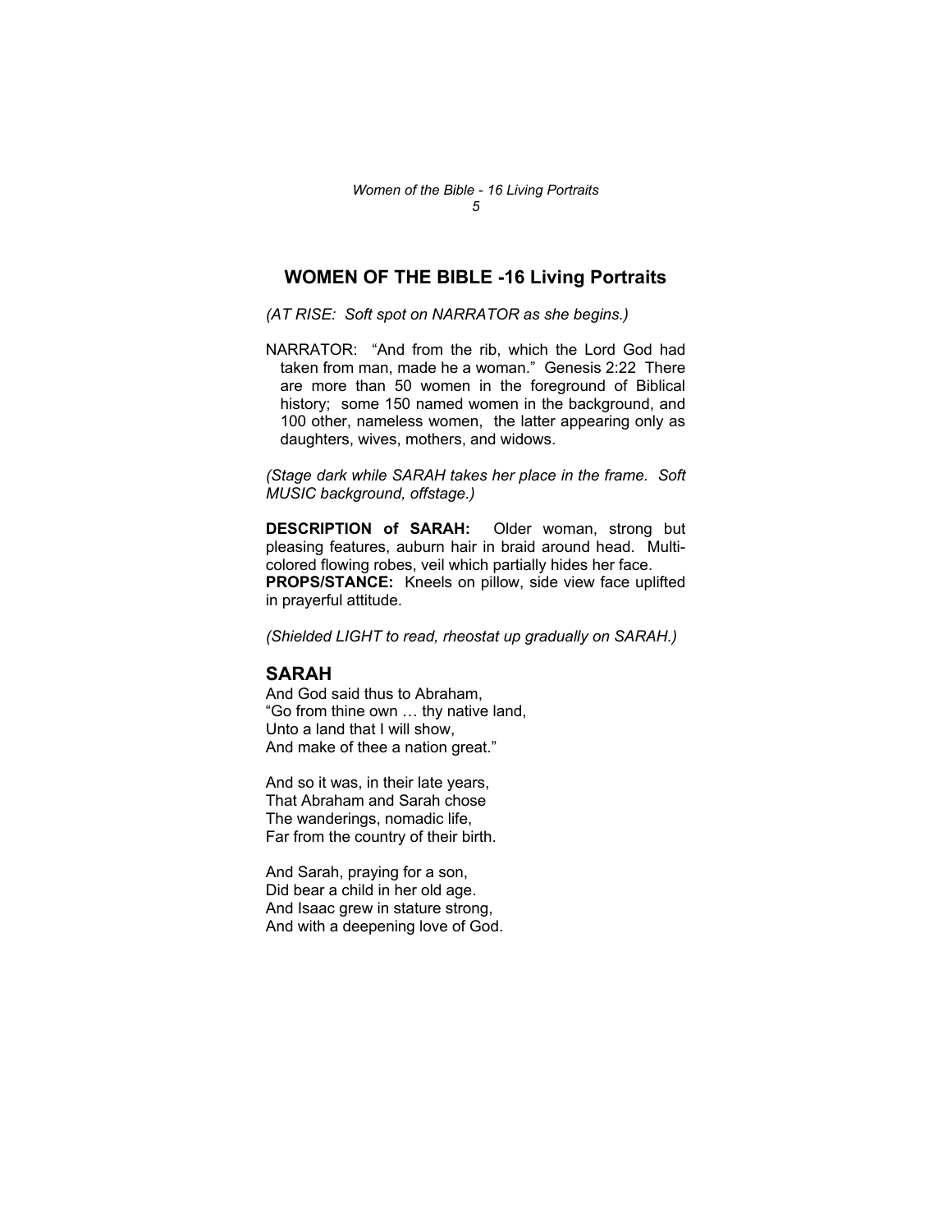# WOMEN OF THE BIBLE -16 Living Portraits

*(AT RISE: Soft spot on NARRATOR as she begins.)*

NARRATOR: "And from the rib, which the Lord God had taken from man, made he a woman." Genesis 2:22 There are more than 50 women in the foreground of Biblical history; some 150 named women in the background, and 100 other, nameless women, the latter appearing only as daughters, wives, mothers, and widows.

*(Stage dark while SARAH takes her place in the frame. Soft MUSIC background, offstage.)*

**DESCRIPTION of SARAH:** Older woman, strong but pleasing features, auburn hair in braid around head. Multi-colored flowing robes, veil which partially hides her face.
**PROPS/STANCE:** Kneels on pillow, side view face uplifted in prayerful attitude.

*(Shielded LIGHT to read, rheostat up gradually on SARAH.)*

## SARAH

And God said thus to Abraham,
"Go from thine own … thy native land,
Unto a land that I will show,
And make of thee a nation great."

And so it was, in their late years,
That Abraham and Sarah chose
The wanderings, nomadic life,
Far from the country of their birth.

And Sarah, praying for a son,
Did bear a child in her old age.
And Isaac grew in stature strong,
And with a deepening love of God.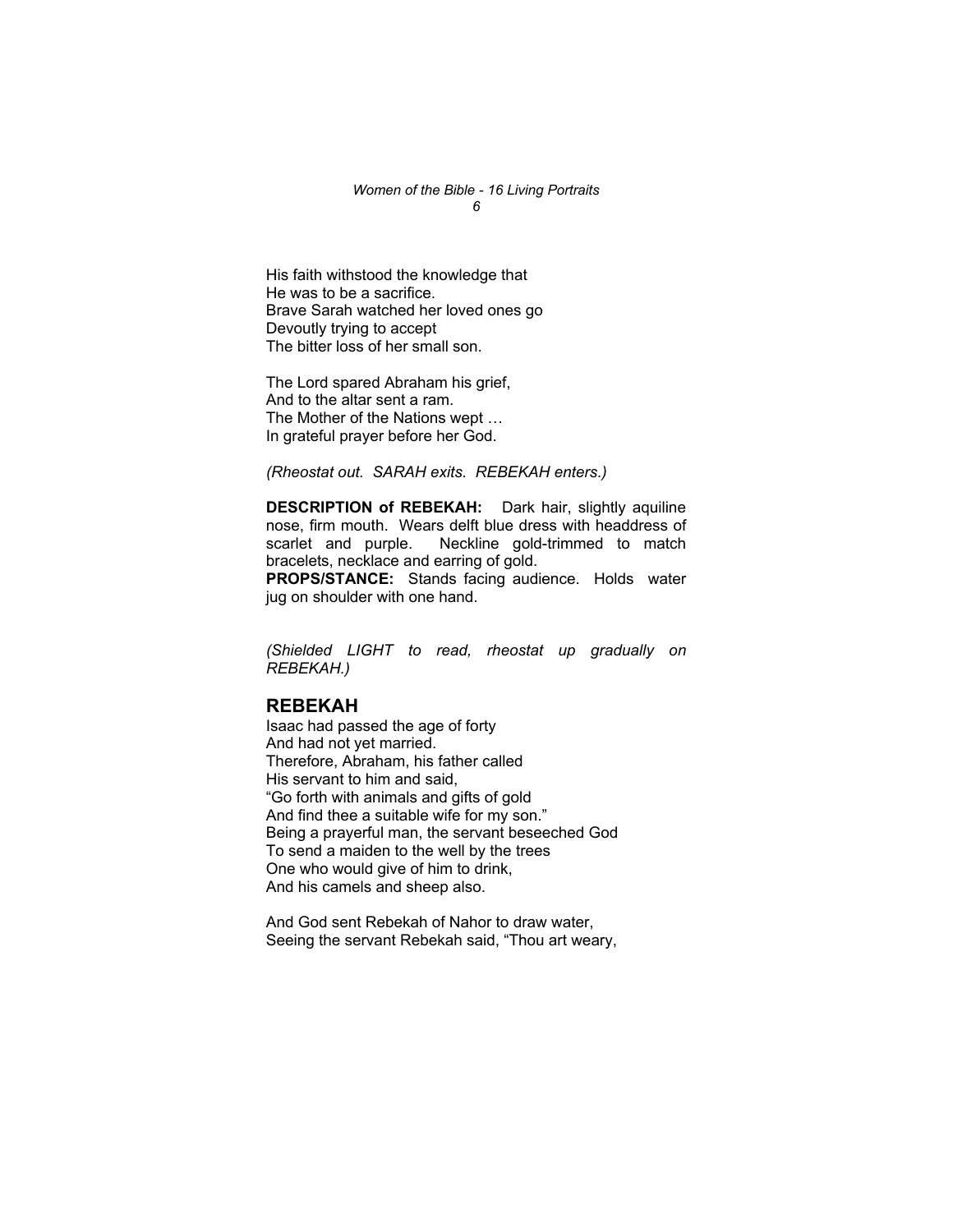His faith withstood the knowledge that
He was to be a sacrifice.
Brave Sarah watched her loved ones go
Devoutly trying to accept
The bitter loss of her small son.

The Lord spared Abraham his grief,
And to the altar sent a ram.
The Mother of the Nations wept …
In grateful prayer before her God.

*(Rheostat out. SARAH exits. REBEKAH enters.)*

**DESCRIPTION of REBEKAH:** Dark hair, slightly aquiline nose, firm mouth. Wears delft blue dress with headdress of scarlet and purple. Neckline gold-trimmed to match bracelets, necklace and earring of gold.
**PROPS/STANCE:** Stands facing audience. Holds water jug on shoulder with one hand.

*(Shielded LIGHT to read, rheostat up gradually on REBEKAH.)*

## REBEKAH

Isaac had passed the age of forty
And had not yet married.
Therefore, Abraham, his father called
His servant to him and said,
"Go forth with animals and gifts of gold
And find thee a suitable wife for my son."
Being a prayerful man, the servant beseeched God
To send a maiden to the well by the trees
One who would give of him to drink,
And his camels and sheep also.

And God sent Rebekah of Nahor to draw water,
Seeing the servant Rebekah said, "Thou art weary,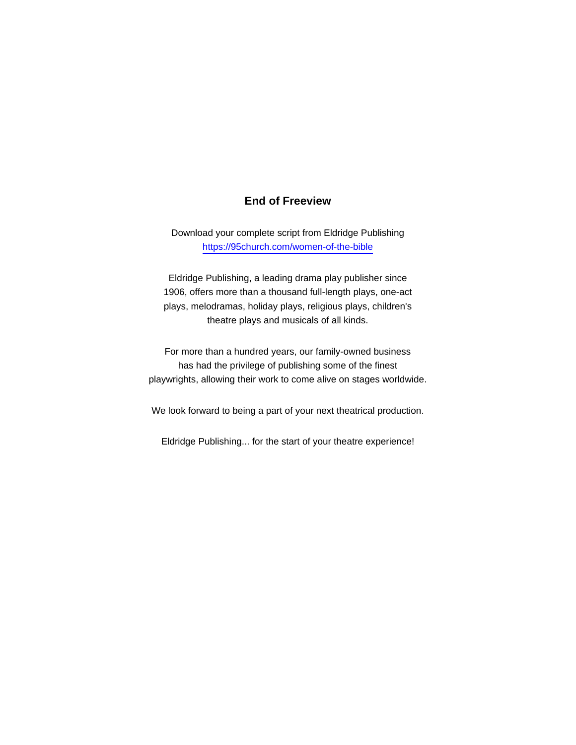## End of Freeview

Download your complete script from Eldridge Publishing
https://95church.com/women-of-the-bible

Eldridge Publishing, a leading drama play publisher since 1906, offers more than a thousand full-length plays, one-act plays, melodramas, holiday plays, religious plays, children's theatre plays and musicals of all kinds.

For more than a hundred years, our family-owned business has had the privilege of publishing some of the finest playwrights, allowing their work to come alive on stages worldwide.

We look forward to being a part of your next theatrical production.

Eldridge Publishing... for the start of your theatre experience!